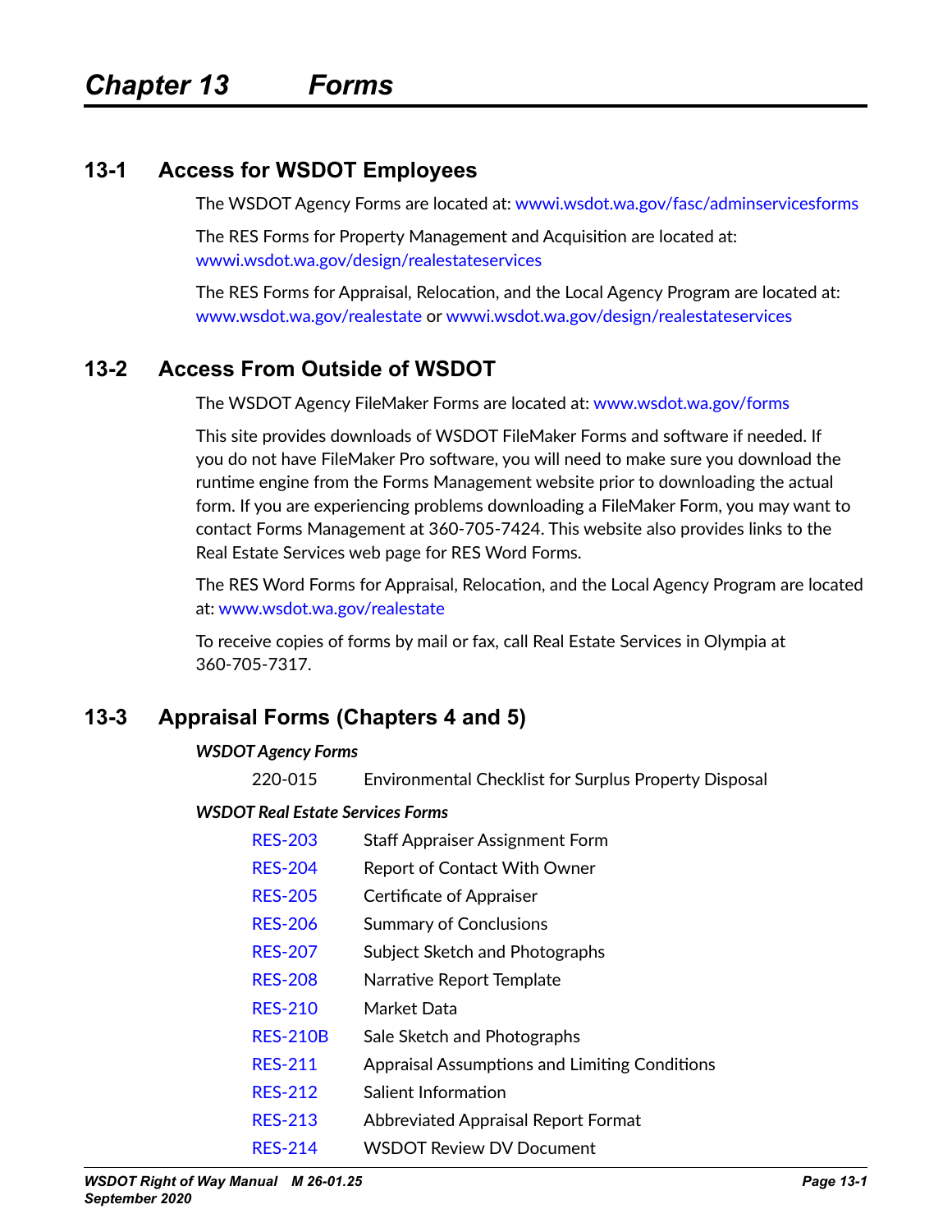# Chapter 13 Forms

## 13-1 Access for WSDOT Employees

The WSDOT Agency Forms are located at: wwwi.wsdot.wa.gov/fasc/adminservicesforms

The RES Forms for Property Management and Acquisition are located at: wwwi.wsdot.wa.gov/design/realestateservices

The RES Forms for Appraisal, Relocation, and the Local Agency Program are located at: www.wsdot.wa.gov/realestate or wwwi.wsdot.wa.gov/design/realestateservices

## 13-2 Access From Outside of WSDOT

The WSDOT Agency FileMaker Forms are located at: www.wsdot.wa.gov/forms

This site provides downloads of WSDOT FileMaker Forms and software if needed. If you do not have FileMaker Pro software, you will need to make sure you download the runtime engine from the Forms Management website prior to downloading the actual form. If you are experiencing problems downloading a FileMaker Form, you may want to contact Forms Management at 360-705-7424. This website also provides links to the Real Estate Services web page for RES Word Forms.

The RES Word Forms for Appraisal, Relocation, and the Local Agency Program are located at: www.wsdot.wa.gov/realestate

To receive copies of forms by mail or fax, call Real Estate Services in Olympia at 360-705-7317.

## 13-3 Appraisal Forms (Chapters 4 and 5)

***WSDOT Agency Forms***

| | |
|---|---|
| 220-015 | Environmental Checklist for Surplus Property Disposal |

***WSDOT Real Estate Services Forms***

| | |
|---|---|
| RES-203 | Staff Appraiser Assignment Form |
| RES-204 | Report of Contact With Owner |
| RES-205 | Certificate of Appraiser |
| RES-206 | Summary of Conclusions |
| RES-207 | Subject Sketch and Photographs |
| RES-208 | Narrative Report Template |
| RES-210 | Market Data |
| RES-210B | Sale Sketch and Photographs |
| RES-211 | Appraisal Assumptions and Limiting Conditions |
| RES-212 | Salient Information |
| RES-213 | Abbreviated Appraisal Report Format |
| RES-214 | WSDOT Review DV Document |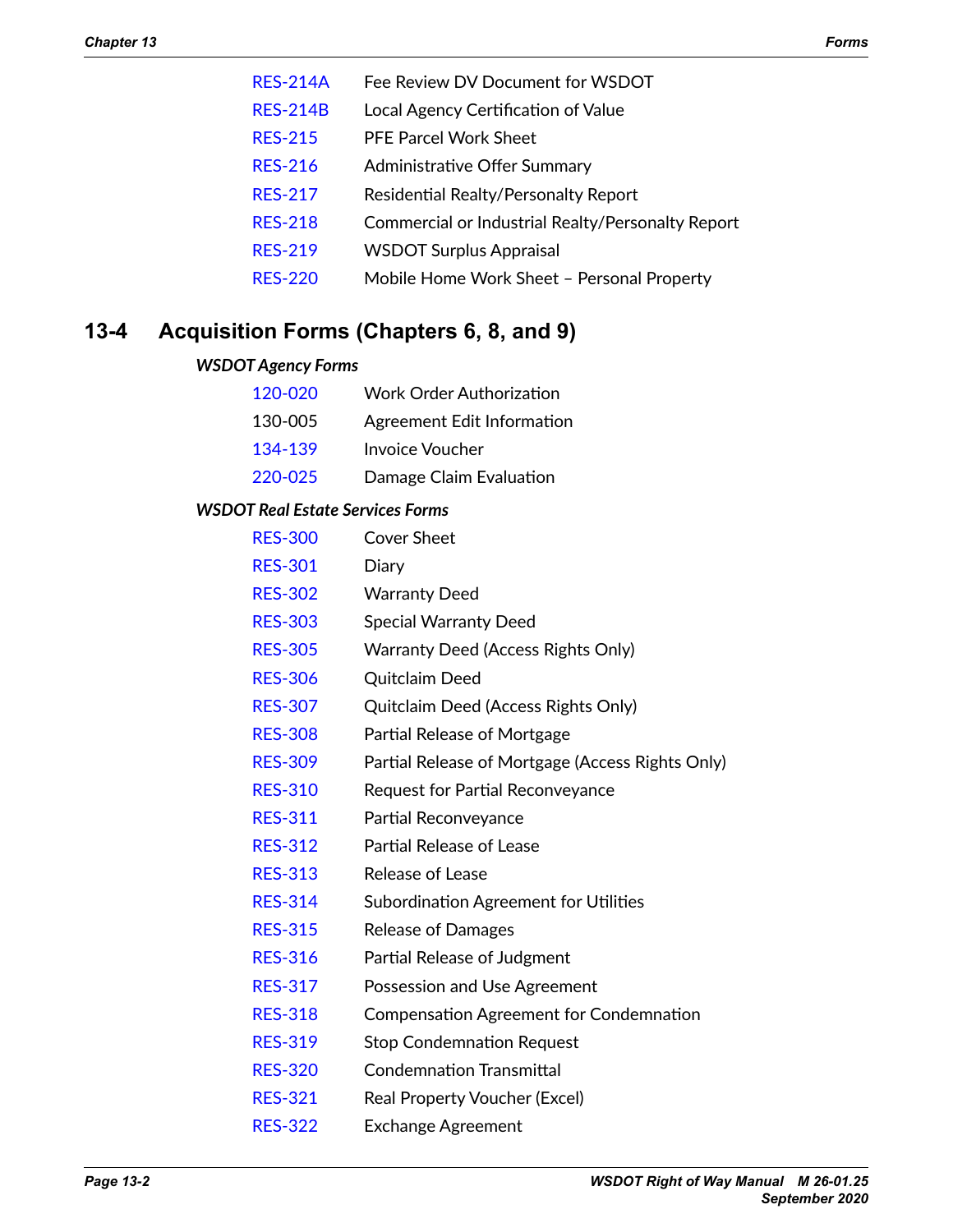| | |
|---|---|
| RES-214A | Fee Review DV Document for WSDOT |
| RES-214B | Local Agency Certification of Value |
| RES-215 | PFE Parcel Work Sheet |
| RES-216 | Administrative Offer Summary |
| RES-217 | Residential Realty/Personalty Report |
| RES-218 | Commercial or Industrial Realty/Personalty Report |
| RES-219 | WSDOT Surplus Appraisal |
| RES-220 | Mobile Home Work Sheet – Personal Property |

## 13-4 Acquisition Forms (Chapters 6, 8, and 9)

***WSDOT Agency Forms***

| | |
|---|---|
| 120-020 | Work Order Authorization |
| 130-005 | Agreement Edit Information |
| 134-139 | Invoice Voucher |
| 220-025 | Damage Claim Evaluation |

***WSDOT Real Estate Services Forms***

| | |
|---|---|
| RES-300 | Cover Sheet |
| RES-301 | Diary |
| RES-302 | Warranty Deed |
| RES-303 | Special Warranty Deed |
| RES-305 | Warranty Deed (Access Rights Only) |
| RES-306 | Quitclaim Deed |
| RES-307 | Quitclaim Deed (Access Rights Only) |
| RES-308 | Partial Release of Mortgage |
| RES-309 | Partial Release of Mortgage (Access Rights Only) |
| RES-310 | Request for Partial Reconveyance |
| RES-311 | Partial Reconveyance |
| RES-312 | Partial Release of Lease |
| RES-313 | Release of Lease |
| RES-314 | Subordination Agreement for Utilities |
| RES-315 | Release of Damages |
| RES-316 | Partial Release of Judgment |
| RES-317 | Possession and Use Agreement |
| RES-318 | Compensation Agreement for Condemnation |
| RES-319 | Stop Condemnation Request |
| RES-320 | Condemnation Transmittal |
| RES-321 | Real Property Voucher (Excel) |
| RES-322 | Exchange Agreement |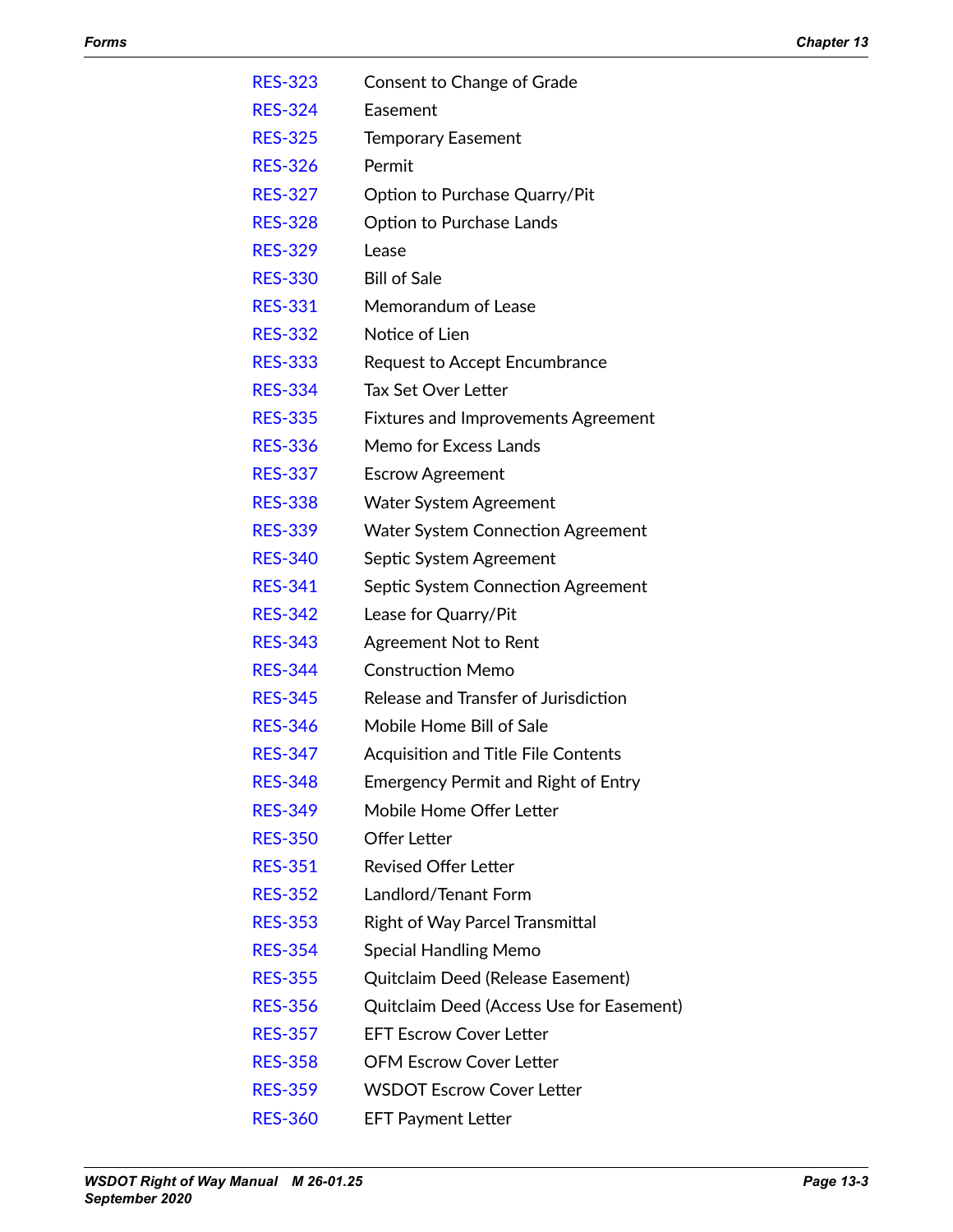| | |
|---|---|
| RES-323 | Consent to Change of Grade |
| RES-324 | Easement |
| RES-325 | Temporary Easement |
| RES-326 | Permit |
| RES-327 | Option to Purchase Quarry/Pit |
| RES-328 | Option to Purchase Lands |
| RES-329 | Lease |
| RES-330 | Bill of Sale |
| RES-331 | Memorandum of Lease |
| RES-332 | Notice of Lien |
| RES-333 | Request to Accept Encumbrance |
| RES-334 | Tax Set Over Letter |
| RES-335 | Fixtures and Improvements Agreement |
| RES-336 | Memo for Excess Lands |
| RES-337 | Escrow Agreement |
| RES-338 | Water System Agreement |
| RES-339 | Water System Connection Agreement |
| RES-340 | Septic System Agreement |
| RES-341 | Septic System Connection Agreement |
| RES-342 | Lease for Quarry/Pit |
| RES-343 | Agreement Not to Rent |
| RES-344 | Construction Memo |
| RES-345 | Release and Transfer of Jurisdiction |
| RES-346 | Mobile Home Bill of Sale |
| RES-347 | Acquisition and Title File Contents |
| RES-348 | Emergency Permit and Right of Entry |
| RES-349 | Mobile Home Offer Letter |
| RES-350 | Offer Letter |
| RES-351 | Revised Offer Letter |
| RES-352 | Landlord/Tenant Form |
| RES-353 | Right of Way Parcel Transmittal |
| RES-354 | Special Handling Memo |
| RES-355 | Quitclaim Deed (Release Easement) |
| RES-356 | Quitclaim Deed (Access Use for Easement) |
| RES-357 | EFT Escrow Cover Letter |
| RES-358 | OFM Escrow Cover Letter |
| RES-359 | WSDOT Escrow Cover Letter |
| RES-360 | EFT Payment Letter |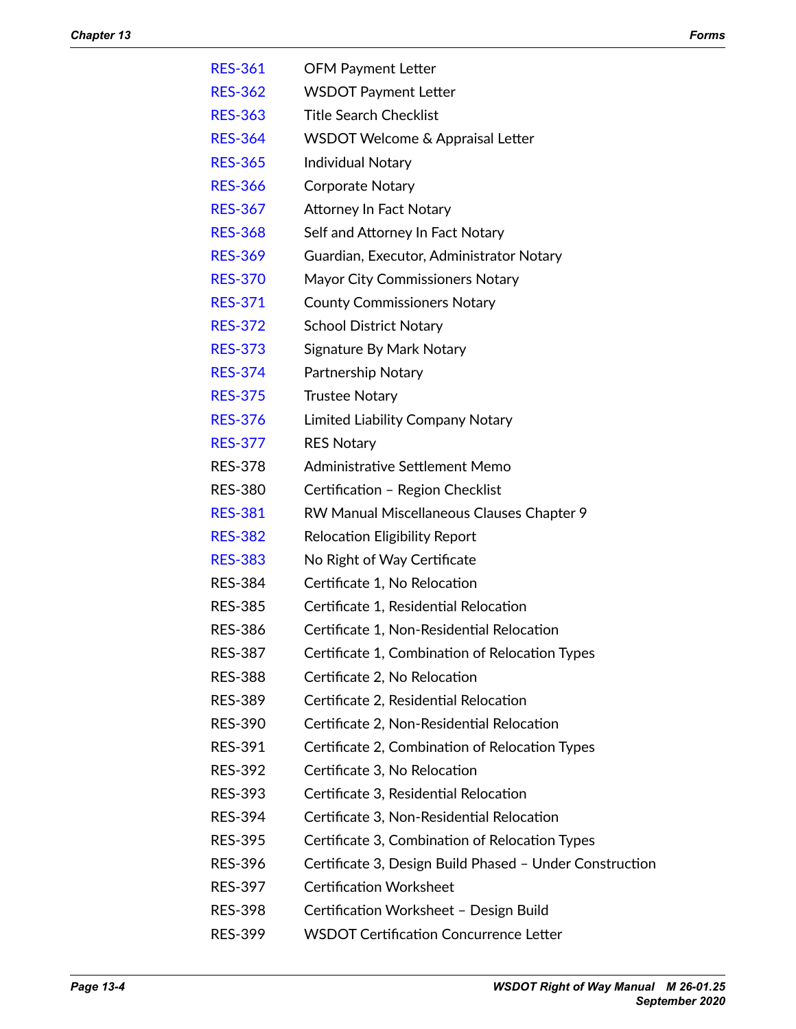| | |
|---|---|
| RES-361 | OFM Payment Letter |
| RES-362 | WSDOT Payment Letter |
| RES-363 | Title Search Checklist |
| RES-364 | WSDOT Welcome & Appraisal Letter |
| RES-365 | Individual Notary |
| RES-366 | Corporate Notary |
| RES-367 | Attorney In Fact Notary |
| RES-368 | Self and Attorney In Fact Notary |
| RES-369 | Guardian, Executor, Administrator Notary |
| RES-370 | Mayor City Commissioners Notary |
| RES-371 | County Commissioners Notary |
| RES-372 | School District Notary |
| RES-373 | Signature By Mark Notary |
| RES-374 | Partnership Notary |
| RES-375 | Trustee Notary |
| RES-376 | Limited Liability Company Notary |
| RES-377 | RES Notary |
| RES-378 | Administrative Settlement Memo |
| RES-380 | Certification – Region Checklist |
| RES-381 | RW Manual Miscellaneous Clauses Chapter 9 |
| RES-382 | Relocation Eligibility Report |
| RES-383 | No Right of Way Certificate |
| RES-384 | Certificate 1, No Relocation |
| RES-385 | Certificate 1, Residential Relocation |
| RES-386 | Certificate 1, Non-Residential Relocation |
| RES-387 | Certificate 1, Combination of Relocation Types |
| RES-388 | Certificate 2, No Relocation |
| RES-389 | Certificate 2, Residential Relocation |
| RES-390 | Certificate 2, Non-Residential Relocation |
| RES-391 | Certificate 2, Combination of Relocation Types |
| RES-392 | Certificate 3, No Relocation |
| RES-393 | Certificate 3, Residential Relocation |
| RES-394 | Certificate 3, Non-Residential Relocation |
| RES-395 | Certificate 3, Combination of Relocation Types |
| RES-396 | Certificate 3, Design Build Phased – Under Construction |
| RES-397 | Certification Worksheet |
| RES-398 | Certification Worksheet – Design Build |
| RES-399 | WSDOT Certification Concurrence Letter |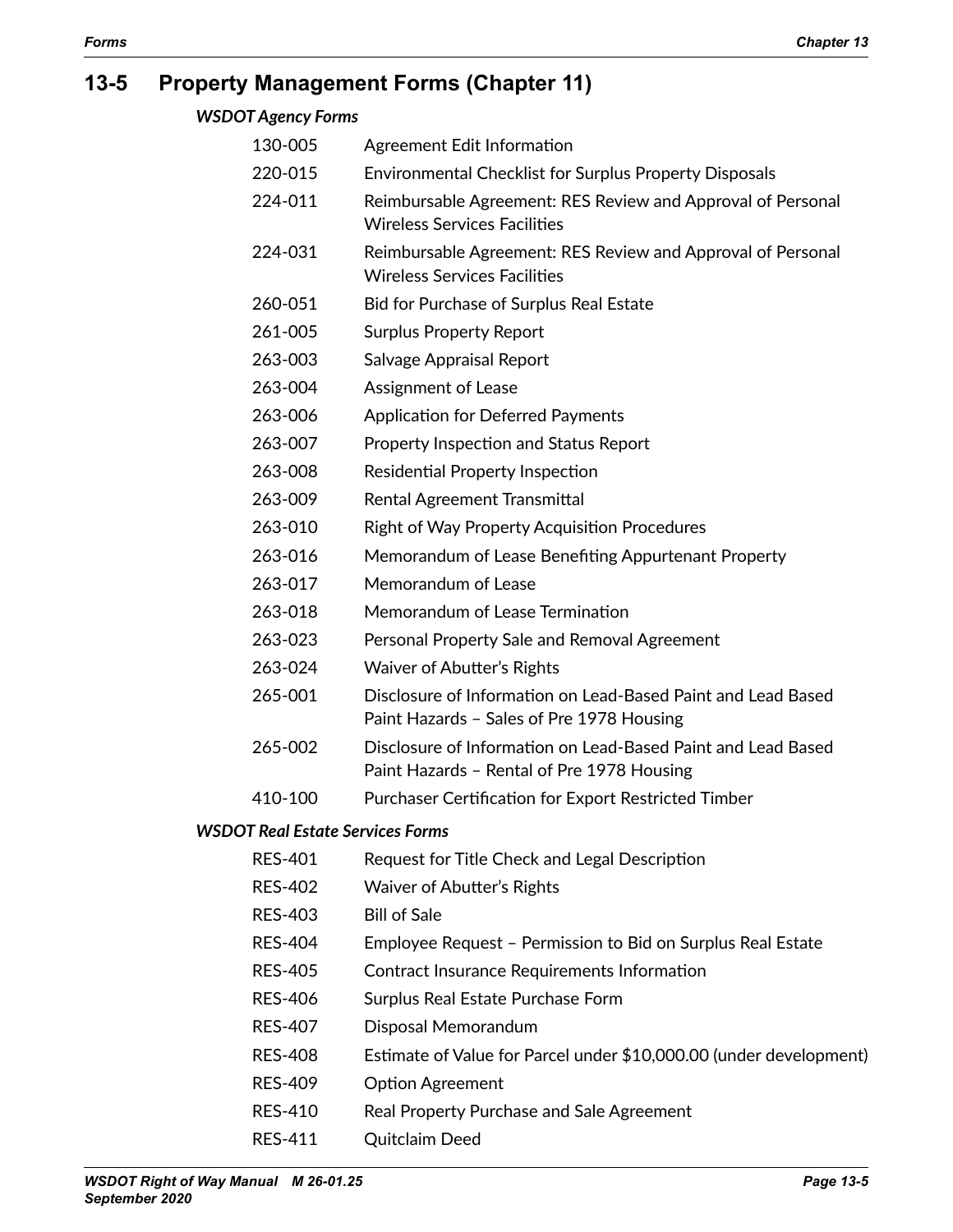## 13-5 Property Management Forms (Chapter 11)

### *WSDOT Agency Forms*

| | |
|---|---|
| 130-005 | Agreement Edit Information |
| 220-015 | Environmental Checklist for Surplus Property Disposals |
| 224-011 | Reimbursable Agreement: RES Review and Approval of Personal Wireless Services Facilities |
| 224-031 | Reimbursable Agreement: RES Review and Approval of Personal Wireless Services Facilities |
| 260-051 | Bid for Purchase of Surplus Real Estate |
| 261-005 | Surplus Property Report |
| 263-003 | Salvage Appraisal Report |
| 263-004 | Assignment of Lease |
| 263-006 | Application for Deferred Payments |
| 263-007 | Property Inspection and Status Report |
| 263-008 | Residential Property Inspection |
| 263-009 | Rental Agreement Transmittal |
| 263-010 | Right of Way Property Acquisition Procedures |
| 263-016 | Memorandum of Lease Benefiting Appurtenant Property |
| 263-017 | Memorandum of Lease |
| 263-018 | Memorandum of Lease Termination |
| 263-023 | Personal Property Sale and Removal Agreement |
| 263-024 | Waiver of Abutter's Rights |
| 265-001 | Disclosure of Information on Lead-Based Paint and Lead Based Paint Hazards – Sales of Pre 1978 Housing |
| 265-002 | Disclosure of Information on Lead-Based Paint and Lead Based Paint Hazards – Rental of Pre 1978 Housing |
| 410-100 | Purchaser Certification for Export Restricted Timber |

### *WSDOT Real Estate Services Forms*

| | |
|---|---|
| RES-401 | Request for Title Check and Legal Description |
| RES-402 | Waiver of Abutter's Rights |
| RES-403 | Bill of Sale |
| RES-404 | Employee Request – Permission to Bid on Surplus Real Estate |
| RES-405 | Contract Insurance Requirements Information |
| RES-406 | Surplus Real Estate Purchase Form |
| RES-407 | Disposal Memorandum |
| RES-408 | Estimate of Value for Parcel under $10,000.00 (under development) |
| RES-409 | Option Agreement |
| RES-410 | Real Property Purchase and Sale Agreement |
| RES-411 | Quitclaim Deed |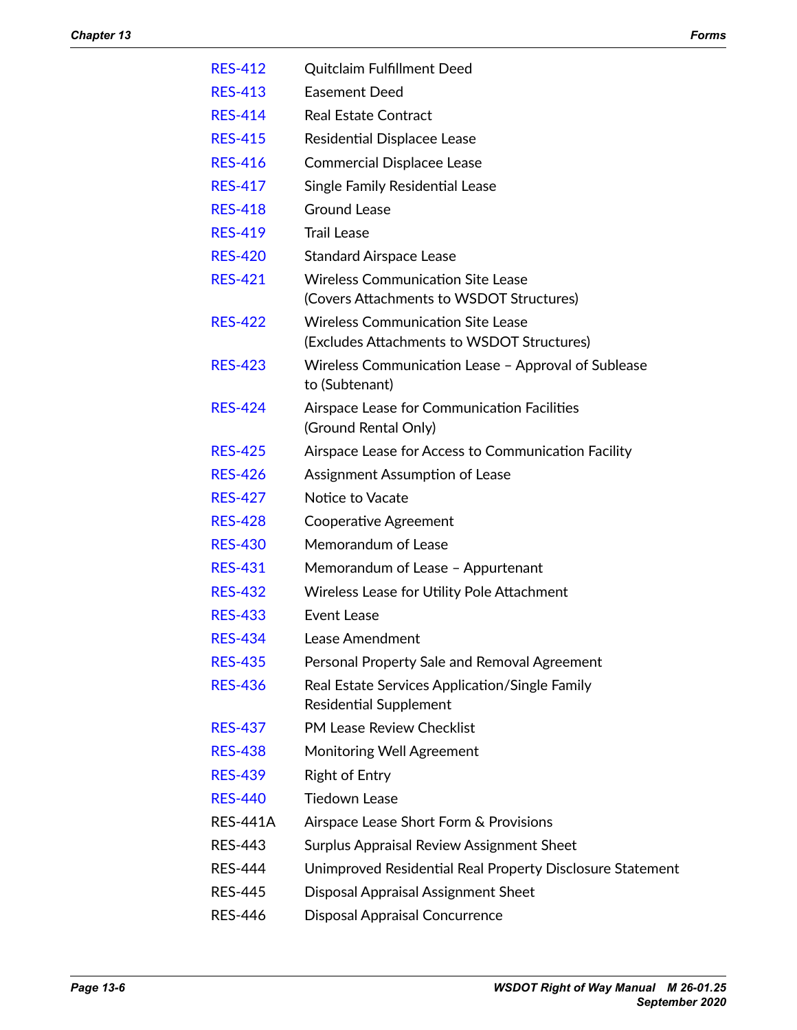| | |
|---|---|
| RES-412 | Quitclaim Fulfillment Deed |
| RES-413 | Easement Deed |
| RES-414 | Real Estate Contract |
| RES-415 | Residential Displacee Lease |
| RES-416 | Commercial Displacee Lease |
| RES-417 | Single Family Residential Lease |
| RES-418 | Ground Lease |
| RES-419 | Trail Lease |
| RES-420 | Standard Airspace Lease |
| RES-421 | Wireless Communication Site Lease (Covers Attachments to WSDOT Structures) |
| RES-422 | Wireless Communication Site Lease (Excludes Attachments to WSDOT Structures) |
| RES-423 | Wireless Communication Lease – Approval of Sublease to (Subtenant) |
| RES-424 | Airspace Lease for Communication Facilities (Ground Rental Only) |
| RES-425 | Airspace Lease for Access to Communication Facility |
| RES-426 | Assignment Assumption of Lease |
| RES-427 | Notice to Vacate |
| RES-428 | Cooperative Agreement |
| RES-430 | Memorandum of Lease |
| RES-431 | Memorandum of Lease – Appurtenant |
| RES-432 | Wireless Lease for Utility Pole Attachment |
| RES-433 | Event Lease |
| RES-434 | Lease Amendment |
| RES-435 | Personal Property Sale and Removal Agreement |
| RES-436 | Real Estate Services Application/Single Family Residential Supplement |
| RES-437 | PM Lease Review Checklist |
| RES-438 | Monitoring Well Agreement |
| RES-439 | Right of Entry |
| RES-440 | Tiedown Lease |
| RES-441A | Airspace Lease Short Form & Provisions |
| RES-443 | Surplus Appraisal Review Assignment Sheet |
| RES-444 | Unimproved Residential Real Property Disclosure Statement |
| RES-445 | Disposal Appraisal Assignment Sheet |
| RES-446 | Disposal Appraisal Concurrence |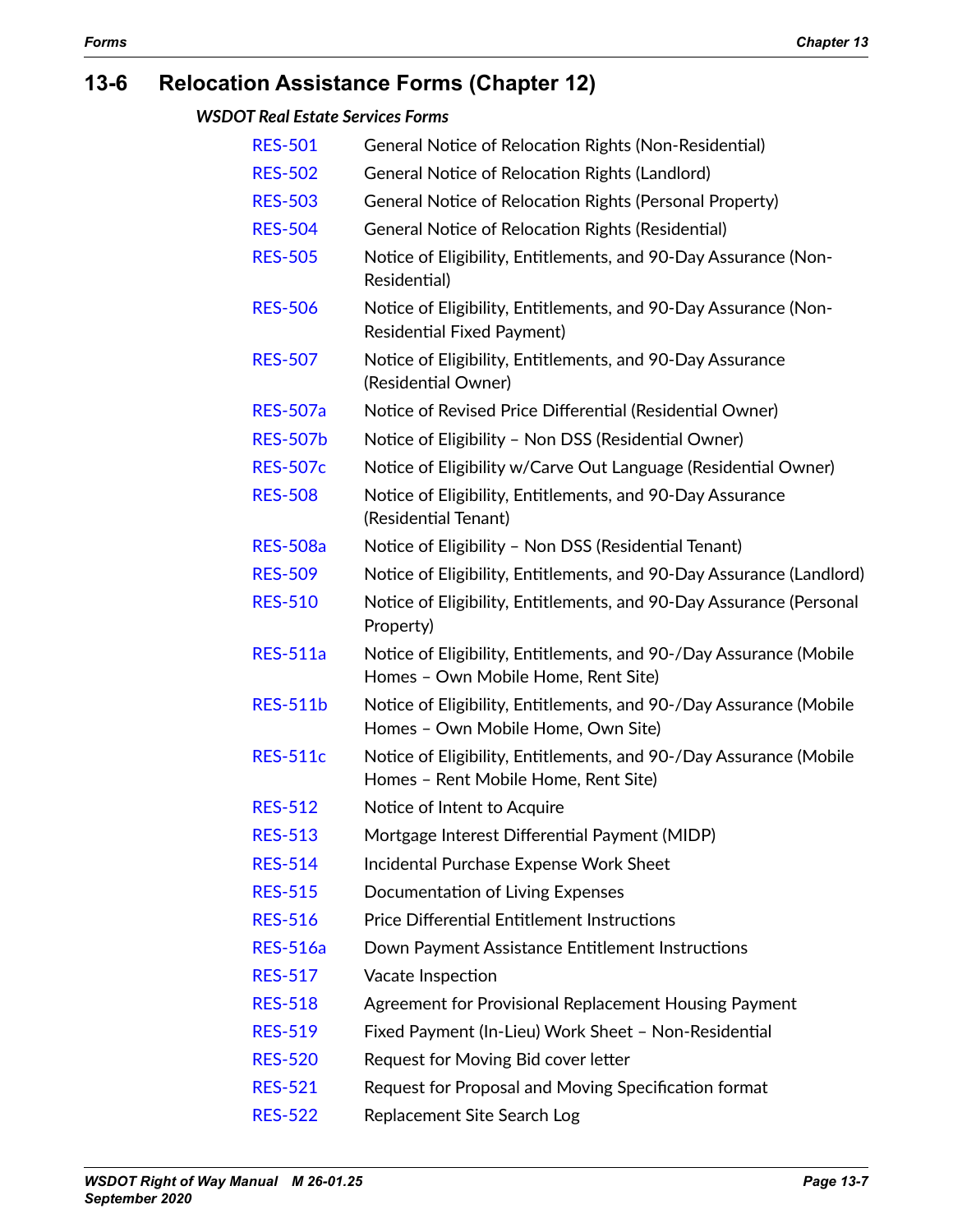## 13-6 Relocation Assistance Forms (Chapter 12)

### *WSDOT Real Estate Services Forms*

| | |
|---|---|
| RES-501 | General Notice of Relocation Rights (Non-Residential) |
| RES-502 | General Notice of Relocation Rights (Landlord) |
| RES-503 | General Notice of Relocation Rights (Personal Property) |
| RES-504 | General Notice of Relocation Rights (Residential) |
| RES-505 | Notice of Eligibility, Entitlements, and 90-Day Assurance (Non-Residential) |
| RES-506 | Notice of Eligibility, Entitlements, and 90-Day Assurance (Non-Residential Fixed Payment) |
| RES-507 | Notice of Eligibility, Entitlements, and 90-Day Assurance (Residential Owner) |
| RES-507a | Notice of Revised Price Differential (Residential Owner) |
| RES-507b | Notice of Eligibility – Non DSS (Residential Owner) |
| RES-507c | Notice of Eligibility w/Carve Out Language (Residential Owner) |
| RES-508 | Notice of Eligibility, Entitlements, and 90-Day Assurance (Residential Tenant) |
| RES-508a | Notice of Eligibility – Non DSS (Residential Tenant) |
| RES-509 | Notice of Eligibility, Entitlements, and 90-Day Assurance (Landlord) |
| RES-510 | Notice of Eligibility, Entitlements, and 90-Day Assurance (Personal Property) |
| RES-511a | Notice of Eligibility, Entitlements, and 90-/Day Assurance (Mobile Homes – Own Mobile Home, Rent Site) |
| RES-511b | Notice of Eligibility, Entitlements, and 90-/Day Assurance (Mobile Homes – Own Mobile Home, Own Site) |
| RES-511c | Notice of Eligibility, Entitlements, and 90-/Day Assurance (Mobile Homes – Rent Mobile Home, Rent Site) |
| RES-512 | Notice of Intent to Acquire |
| RES-513 | Mortgage Interest Differential Payment (MIDP) |
| RES-514 | Incidental Purchase Expense Work Sheet |
| RES-515 | Documentation of Living Expenses |
| RES-516 | Price Differential Entitlement Instructions |
| RES-516a | Down Payment Assistance Entitlement Instructions |
| RES-517 | Vacate Inspection |
| RES-518 | Agreement for Provisional Replacement Housing Payment |
| RES-519 | Fixed Payment (In-Lieu) Work Sheet – Non-Residential |
| RES-520 | Request for Moving Bid cover letter |
| RES-521 | Request for Proposal and Moving Specification format |
| RES-522 | Replacement Site Search Log |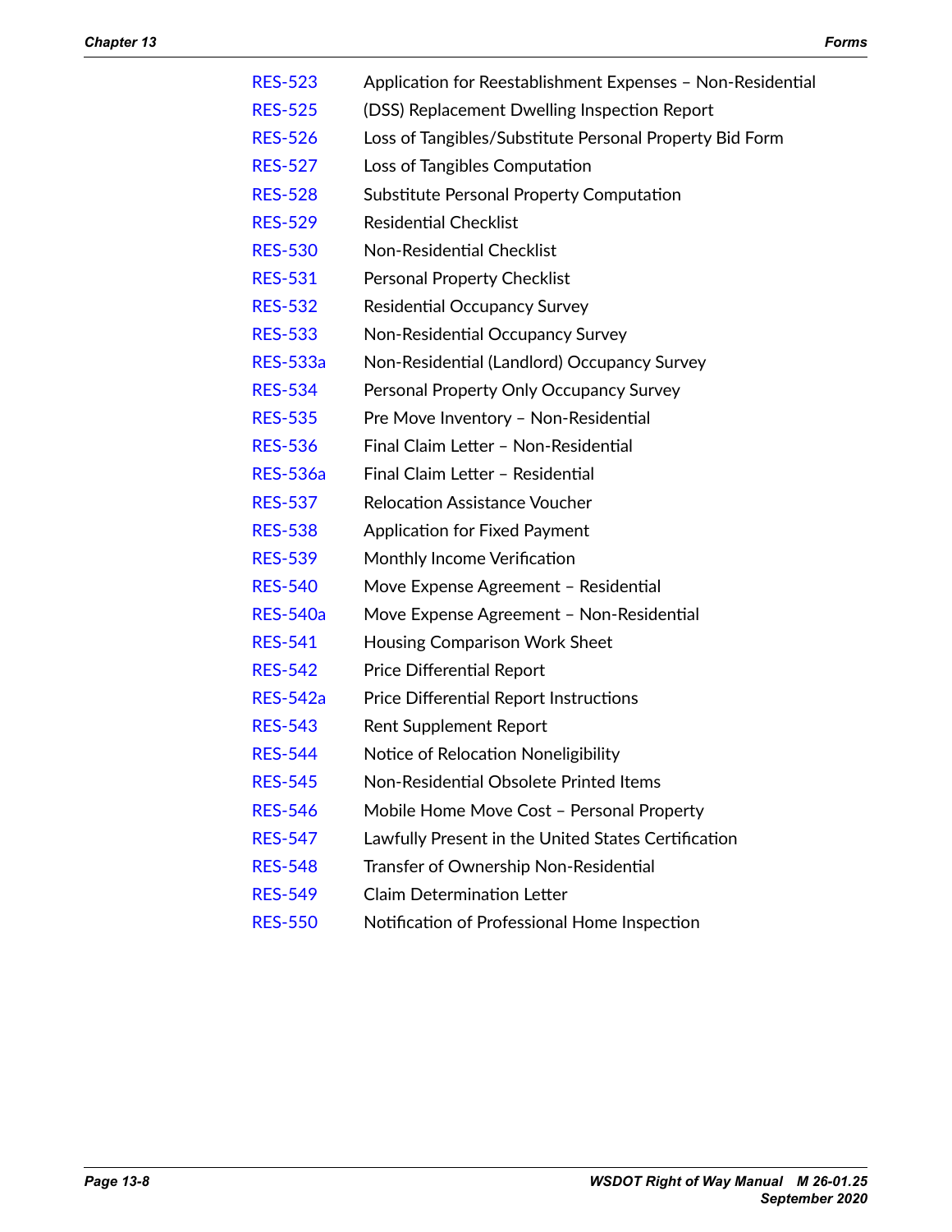| | |
|---|---|
| RES-523 | Application for Reestablishment Expenses – Non-Residential |
| RES-525 | (DSS) Replacement Dwelling Inspection Report |
| RES-526 | Loss of Tangibles/Substitute Personal Property Bid Form |
| RES-527 | Loss of Tangibles Computation |
| RES-528 | Substitute Personal Property Computation |
| RES-529 | Residential Checklist |
| RES-530 | Non-Residential Checklist |
| RES-531 | Personal Property Checklist |
| RES-532 | Residential Occupancy Survey |
| RES-533 | Non-Residential Occupancy Survey |
| RES-533a | Non-Residential (Landlord) Occupancy Survey |
| RES-534 | Personal Property Only Occupancy Survey |
| RES-535 | Pre Move Inventory – Non-Residential |
| RES-536 | Final Claim Letter – Non-Residential |
| RES-536a | Final Claim Letter – Residential |
| RES-537 | Relocation Assistance Voucher |
| RES-538 | Application for Fixed Payment |
| RES-539 | Monthly Income Verification |
| RES-540 | Move Expense Agreement – Residential |
| RES-540a | Move Expense Agreement – Non-Residential |
| RES-541 | Housing Comparison Work Sheet |
| RES-542 | Price Differential Report |
| RES-542a | Price Differential Report Instructions |
| RES-543 | Rent Supplement Report |
| RES-544 | Notice of Relocation Noneligibility |
| RES-545 | Non-Residential Obsolete Printed Items |
| RES-546 | Mobile Home Move Cost – Personal Property |
| RES-547 | Lawfully Present in the United States Certification |
| RES-548 | Transfer of Ownership Non-Residential |
| RES-549 | Claim Determination Letter |
| RES-550 | Notification of Professional Home Inspection |